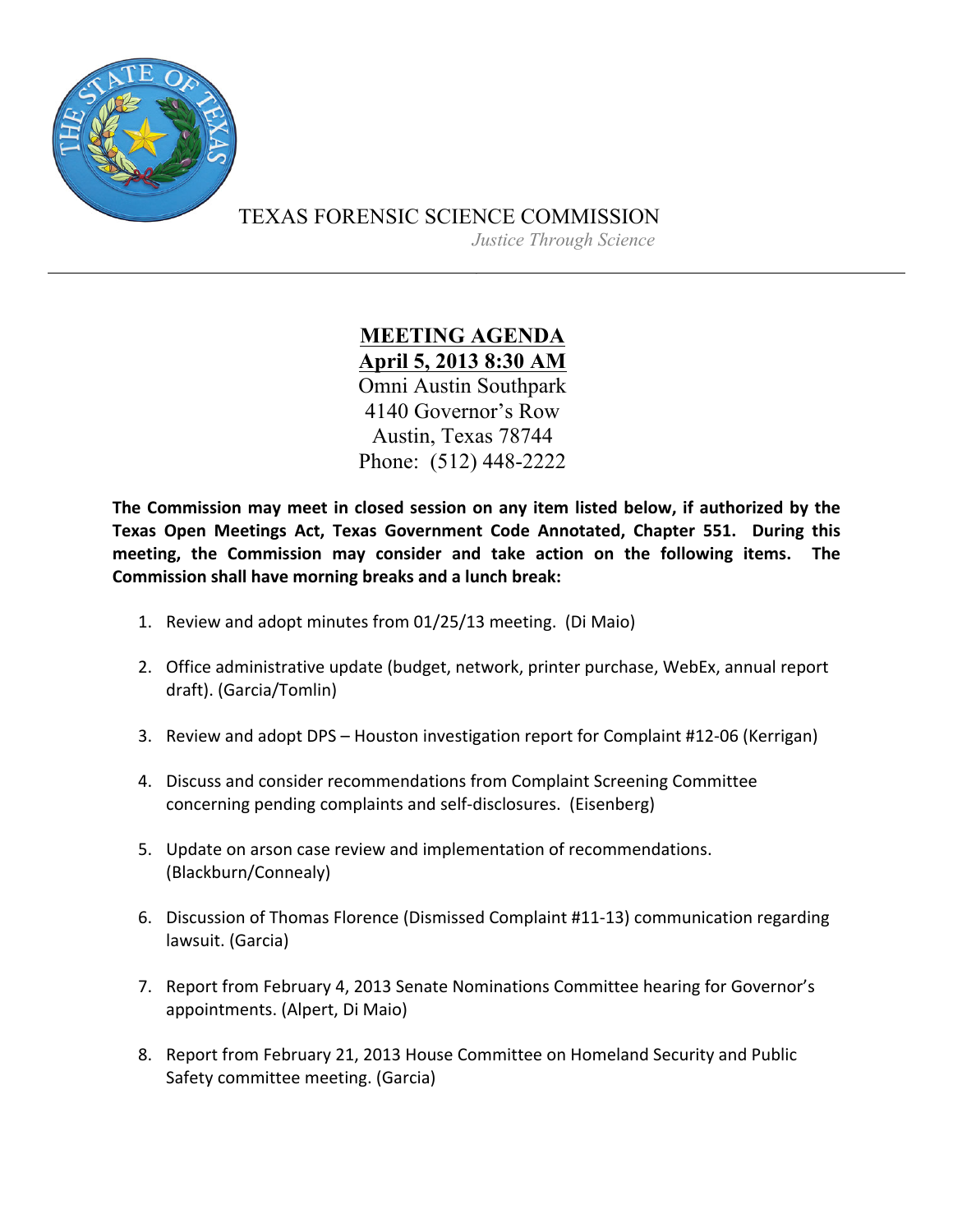TEXAS FORENSIC SCIENCE COMMISSION

*Justice Through Science*

---

# MEETING AGENDA

**April 5, 2013 8:30 AM**

Omni Austin Southpark
4140 Governor's Row
Austin, Texas 78744
Phone: (512) 448-2222

**The Commission may meet in closed session on any item listed below, if authorized by the Texas Open Meetings Act, Texas Government Code Annotated, Chapter 551. During this meeting, the Commission may consider and take action on the following items. The Commission shall have morning breaks and a lunch break:**

1. Review and adopt minutes from 01/25/13 meeting. (Di Maio)

2. Office administrative update (budget, network, printer purchase, WebEx, annual report draft). (Garcia/Tomlin)

3. Review and adopt DPS – Houston investigation report for Complaint #12-06 (Kerrigan)

4. Discuss and consider recommendations from Complaint Screening Committee concerning pending complaints and self-disclosures. (Eisenberg)

5. Update on arson case review and implementation of recommendations. (Blackburn/Connealy)

6. Discussion of Thomas Florence (Dismissed Complaint #11-13) communication regarding lawsuit. (Garcia)

7. Report from February 4, 2013 Senate Nominations Committee hearing for Governor's appointments. (Alpert, Di Maio)

8. Report from February 21, 2013 House Committee on Homeland Security and Public Safety committee meeting. (Garcia)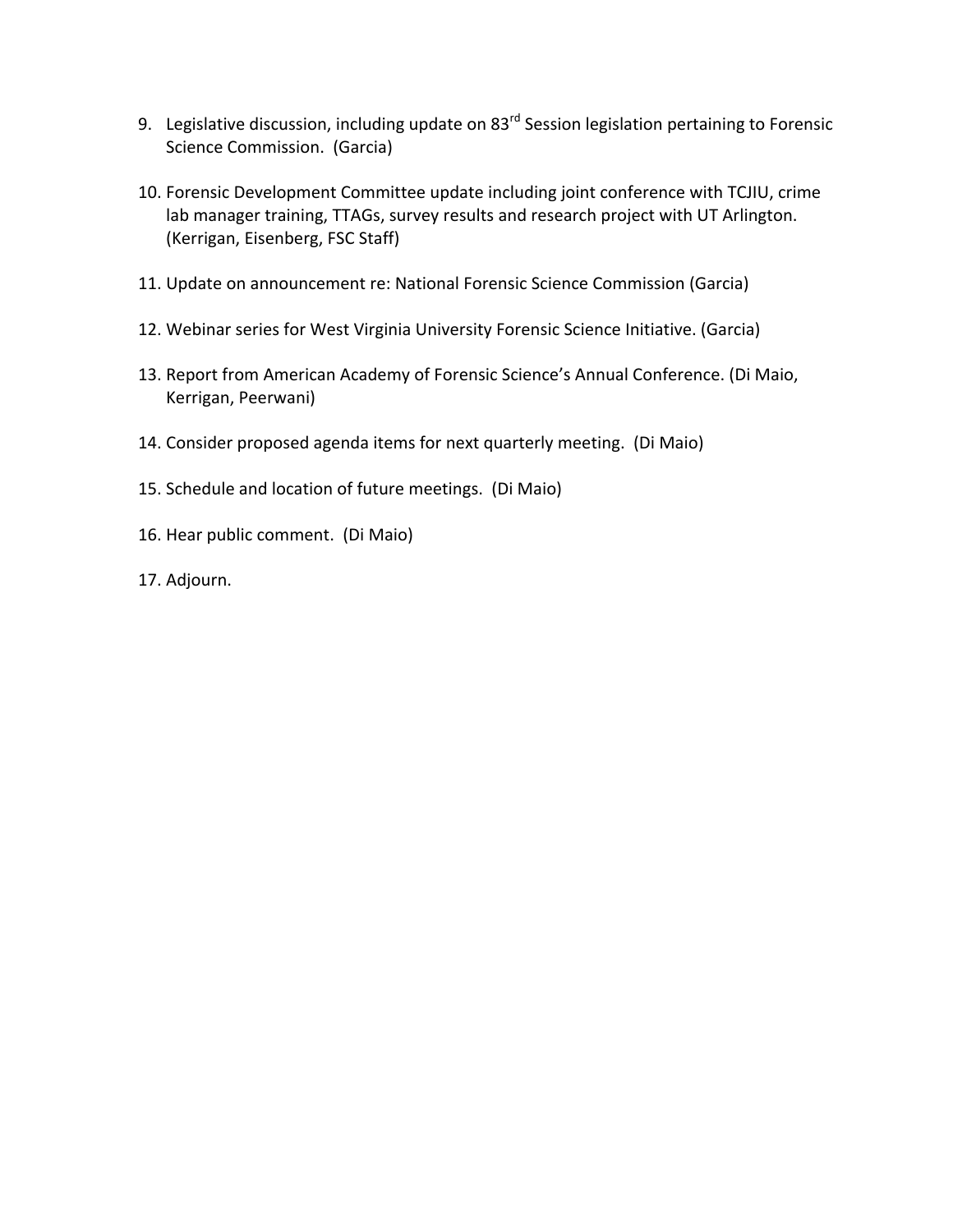9. Legislative discussion, including update on 83rd Session legislation pertaining to Forensic Science Commission. (Garcia)

10. Forensic Development Committee update including joint conference with TCJIU, crime lab manager training, TTAGs, survey results and research project with UT Arlington. (Kerrigan, Eisenberg, FSC Staff)

11. Update on announcement re: National Forensic Science Commission (Garcia)

12. Webinar series for West Virginia University Forensic Science Initiative. (Garcia)

13. Report from American Academy of Forensic Science's Annual Conference. (Di Maio, Kerrigan, Peerwani)

14. Consider proposed agenda items for next quarterly meeting. (Di Maio)

15. Schedule and location of future meetings. (Di Maio)

16. Hear public comment. (Di Maio)

17. Adjourn.